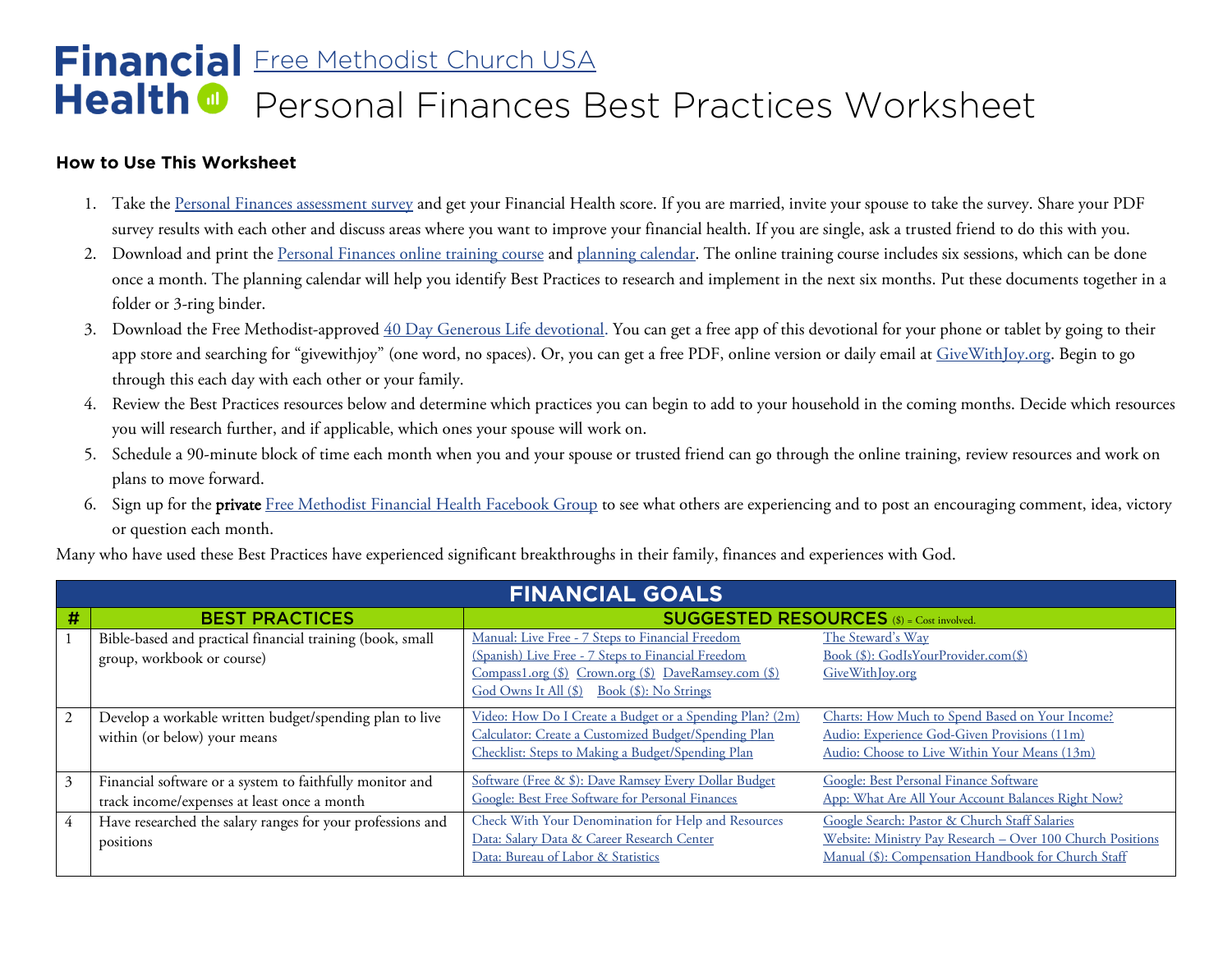# Financial Health Free Methodist Church USA Personal Finances Best Practices Worksheet

**How to Use This Worksheet**

1. Take the Personal Finances assessment survey and get your Financial Health score. If you are married, invite your spouse to take the survey. Share your PDF survey results with each other and discuss areas where you want to improve your financial health. If you are single, ask a trusted friend to do this with you.
2. Download and print the Personal Finances online training course and planning calendar. The online training course includes six sessions, which can be done once a month. The planning calendar will help you identify Best Practices to research and implement in the next six months. Put these documents together in a folder or 3-ring binder.
3. Download the Free Methodist-approved 40 Day Generous Life devotional. You can get a free app of this devotional for your phone or tablet by going to their app store and searching for "givewithjoy" (one word, no spaces). Or, you can get a free PDF, online version or daily email at GiveWithJoy.org. Begin to go through this each day with each other or your family.
4. Review the Best Practices resources below and determine which practices you can begin to add to your household in the coming months. Decide which resources you will research further, and if applicable, which ones your spouse will work on.
5. Schedule a 90-minute block of time each month when you and your spouse or trusted friend can go through the online training, review resources and work on plans to move forward.
6. Sign up for the private Free Methodist Financial Health Facebook Group to see what others are experiencing and to post an encouraging comment, idea, victory or question each month.

Many who have used these Best Practices have experienced significant breakthroughs in their family, finances and experiences with God.

| FINANCIAL GOALS | | | |
|---|---|---|---|
| **#** | **BEST PRACTICES** | **SUGGESTED RESOURCES** ($) = Cost involved. | |
| 1 | Bible-based and practical financial training (book, small group, workbook or course) | Manual: Live Free - 7 Steps to Financial Freedom<br>(Spanish) Live Free - 7 Steps to Financial Freedom<br>Compass1.org ($) Crown.org ($) DaveRamsey.com ($)<br>God Owns It All ($) Book ($): No Strings | The Steward's Way<br>Book ($): GodIsYourProvider.com($)<br>GiveWithJoy.org |
| 2 | Develop a workable written budget/spending plan to live within (or below) your means | Video: How Do I Create a Budget or a Spending Plan? (2m)<br>Calculator: Create a Customized Budget/Spending Plan<br>Checklist: Steps to Making a Budget/Spending Plan | Charts: How Much to Spend Based on Your Income?<br>Audio: Experience God-Given Provisions (11m)<br>Audio: Choose to Live Within Your Means (13m) |
| 3 | Financial software or a system to faithfully monitor and track income/expenses at least once a month | Software (Free & $): Dave Ramsey Every Dollar Budget<br>Google: Best Free Software for Personal Finances | Google: Best Personal Finance Software<br>App: What Are All Your Account Balances Right Now? |
| 4 | Have researched the salary ranges for your professions and positions | Check With Your Denomination for Help and Resources<br>Data: Salary Data & Career Research Center<br>Data: Bureau of Labor & Statistics | Google Search: Pastor & Church Staff Salaries<br>Website: Ministry Pay Research – Over 100 Church Positions<br>Manual ($): Compensation Handbook for Church Staff |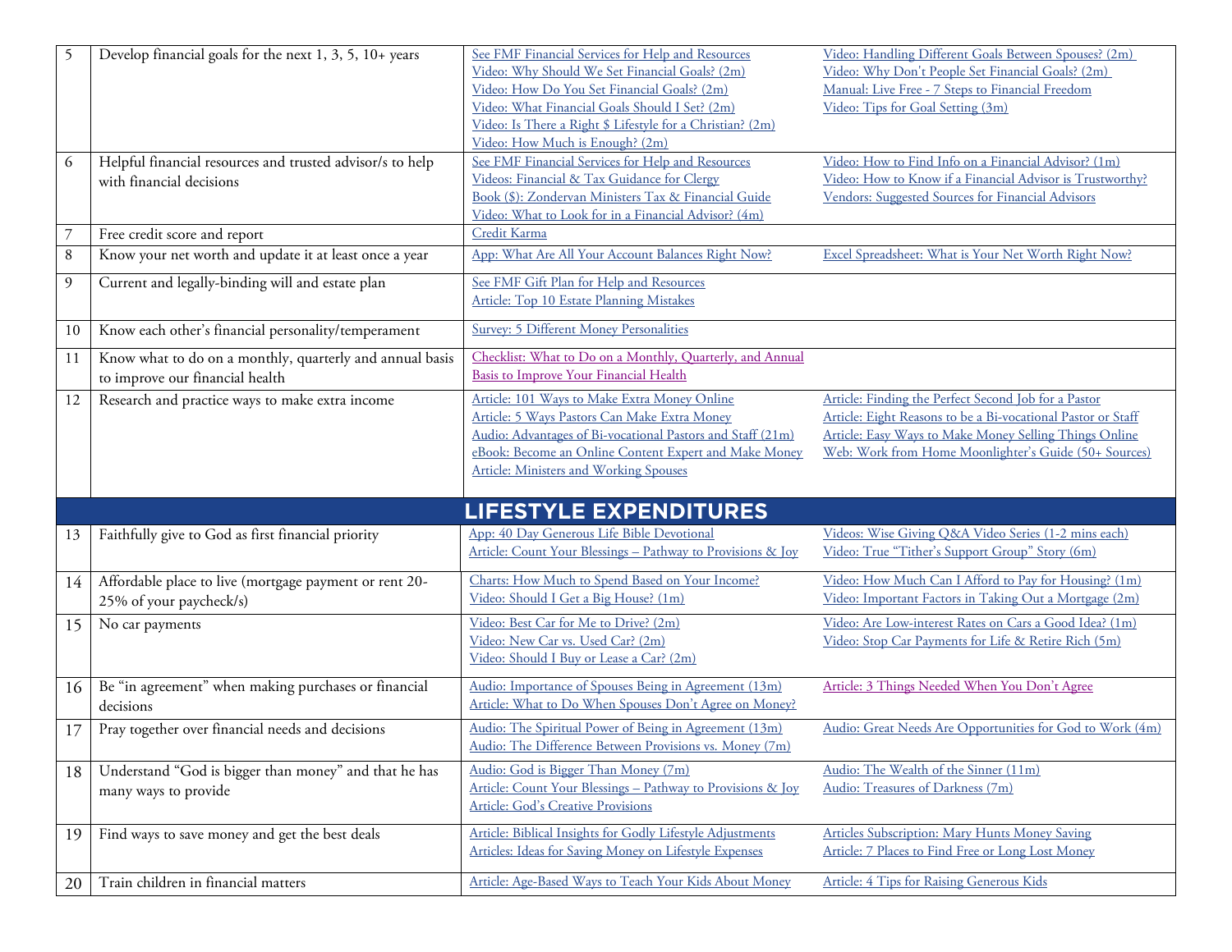| | | | |
|---|---|---|---|
| 5 | Develop financial goals for the next 1, 3, 5, 10+ years | See FMF Financial Services for Help and Resources<br>Video: Why Should We Set Financial Goals? (2m)<br>Video: How Do You Set Financial Goals? (2m)<br>Video: What Financial Goals Should I Set? (2m)<br>Video: Is There a Right $ Lifestyle for a Christian? (2m)<br>Video: How Much is Enough? (2m) | Video: Handling Different Goals Between Spouses? (2m)<br>Video: Why Don't People Set Financial Goals? (2m)<br>Manual: Live Free - 7 Steps to Financial Freedom<br>Video: Tips for Goal Setting (3m) |
| 6 | Helpful financial resources and trusted advisor/s to help with financial decisions | See FMF Financial Services for Help and Resources<br>Videos: Financial & Tax Guidance for Clergy<br>Book ($): Zondervan Ministers Tax & Financial Guide<br>Video: What to Look for in a Financial Advisor? (4m) | Video: How to Find Info on a Financial Advisor? (1m)<br>Video: How to Know if a Financial Advisor is Trustworthy?<br>Vendors: Suggested Sources for Financial Advisors |
| 7 | Free credit score and report | Credit Karma | |
| 8 | Know your net worth and update it at least once a year | App: What Are All Your Account Balances Right Now? | Excel Spreadsheet: What is Your Net Worth Right Now? |
| 9 | Current and legally-binding will and estate plan | See FMF Gift Plan for Help and Resources<br>Article: Top 10 Estate Planning Mistakes | |
| 10 | Know each other's financial personality/temperament | Survey: 5 Different Money Personalities | |
| 11 | Know what to do on a monthly, quarterly and annual basis to improve our financial health | Checklist: What to Do on a Monthly, Quarterly, and Annual Basis to Improve Your Financial Health | |
| 12 | Research and practice ways to make extra income | Article: 101 Ways to Make Extra Money Online<br>Article: 5 Ways Pastors Can Make Extra Money<br>Audio: Advantages of Bi-vocational Pastors and Staff (21m)<br>eBook: Become an Online Content Expert and Make Money<br>Article: Ministers and Working Spouses | Article: Finding the Perfect Second Job for a Pastor<br>Article: Eight Reasons to be a Bi-vocational Pastor or Staff<br>Article: Easy Ways to Make Money Selling Things Online<br>Web: Work from Home Moonlighter's Guide (50+ Sources) |
| | **LIFESTYLE EXPENDITURES** | | |
| 13 | Faithfully give to God as first financial priority | App: 40 Day Generous Life Bible Devotional<br>Article: Count Your Blessings – Pathway to Provisions & Joy | Videos: Wise Giving Q&A Video Series (1-2 mins each)<br>Video: True "Tither's Support Group" Story (6m) |
| 14 | Affordable place to live (mortgage payment or rent 20-25% of your paycheck/s) | Charts: How Much to Spend Based on Your Income?<br>Video: Should I Get a Big House? (1m) | Video: How Much Can I Afford to Pay for Housing? (1m)<br>Video: Important Factors in Taking Out a Mortgage (2m) |
| 15 | No car payments | Video: Best Car for Me to Drive? (2m)<br>Video: New Car vs. Used Car? (2m)<br>Video: Should I Buy or Lease a Car? (2m) | Video: Are Low-interest Rates on Cars a Good Idea? (1m)<br>Video: Stop Car Payments for Life & Retire Rich (5m) |
| 16 | Be "in agreement" when making purchases or financial decisions | Audio: Importance of Spouses Being in Agreement (13m)<br>Article: What to Do When Spouses Don't Agree on Money? | Article: 3 Things Needed When You Don't Agree |
| 17 | Pray together over financial needs and decisions | Audio: The Spiritual Power of Being in Agreement (13m)<br>Audio: The Difference Between Provisions vs. Money (7m) | Audio: Great Needs Are Opportunities for God to Work (4m) |
| 18 | Understand "God is bigger than money" and that he has many ways to provide | Audio: God is Bigger Than Money (7m)<br>Article: Count Your Blessings – Pathway to Provisions & Joy<br>Article: God's Creative Provisions | Audio: The Wealth of the Sinner (11m)<br>Audio: Treasures of Darkness (7m) |
| 19 | Find ways to save money and get the best deals | Article: Biblical Insights for Godly Lifestyle Adjustments<br>Articles: Ideas for Saving Money on Lifestyle Expenses | Articles Subscription: Mary Hunts Money Saving<br>Article: 7 Places to Find Free or Long Lost Money |
| 20 | Train children in financial matters | Article: Age-Based Ways to Teach Your Kids About Money | Article: 4 Tips for Raising Generous Kids |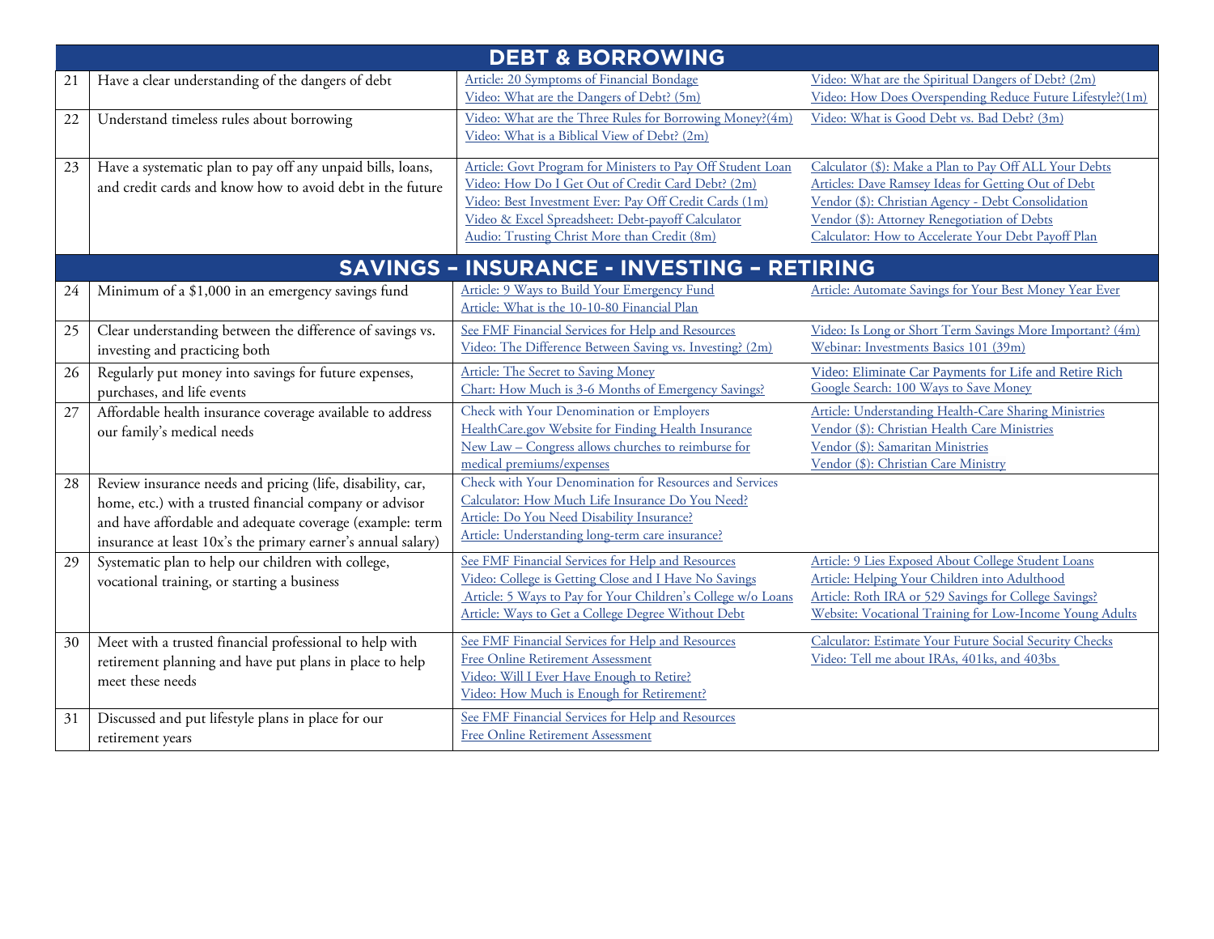| # | Item | Resources | Resources |
|---|---|---|---|
| **DEBT & BORROWING** | | | |
| 21 | Have a clear understanding of the dangers of debt | Article: 20 Symptoms of Financial Bondage<br>Video: What are the Dangers of Debt? (5m) | Video: What are the Spiritual Dangers of Debt? (2m)<br>Video: How Does Overspending Reduce Future Lifestyle?(1m) |
| 22 | Understand timeless rules about borrowing | Video: What are the Three Rules for Borrowing Money?(4m)<br>Video: What is a Biblical View of Debt? (2m) | Video: What is Good Debt vs. Bad Debt? (3m) |
| 23 | Have a systematic plan to pay off any unpaid bills, loans, and credit cards and know how to avoid debt in the future | Article: Govt Program for Ministers to Pay Off Student Loan<br>Video: How Do I Get Out of Credit Card Debt? (2m)<br>Video: Best Investment Ever: Pay Off Credit Cards (1m)<br>Video & Excel Spreadsheet: Debt-payoff Calculator<br>Audio: Trusting Christ More than Credit (8m) | Calculator ($): Make a Plan to Pay Off ALL Your Debts<br>Articles: Dave Ramsey Ideas for Getting Out of Debt<br>Vendor ($): Christian Agency - Debt Consolidation<br>Vendor ($): Attorney Renegotiation of Debts<br>Calculator: How to Accelerate Your Debt Payoff Plan |
| **SAVINGS – INSURANCE - INVESTING – RETIRING** | | | |
| 24 | Minimum of a $1,000 in an emergency savings fund | Article: 9 Ways to Build Your Emergency Fund<br>Article: What is the 10-10-80 Financial Plan | Article: Automate Savings for Your Best Money Year Ever |
| 25 | Clear understanding between the difference of savings vs. investing and practicing both | See FMF Financial Services for Help and Resources<br>Video: The Difference Between Saving vs. Investing? (2m) | Video: Is Long or Short Term Savings More Important? (4m)<br>Webinar: Investments Basics 101 (39m) |
| 26 | Regularly put money into savings for future expenses, purchases, and life events | Article: The Secret to Saving Money<br>Chart: How Much is 3-6 Months of Emergency Savings? | Video: Eliminate Car Payments for Life and Retire Rich<br>Google Search: 100 Ways to Save Money |
| 27 | Affordable health insurance coverage available to address our family's medical needs | Check with Your Denomination or Employers<br>HealthCare.gov Website for Finding Health Insurance<br>New Law – Congress allows churches to reimburse for medical premiums/expenses | Article: Understanding Health-Care Sharing Ministries<br>Vendor ($): Christian Health Care Ministries<br>Vendor ($): Samaritan Ministries<br>Vendor ($): Christian Care Ministry |
| 28 | Review insurance needs and pricing (life, disability, car, home, etc.) with a trusted financial company or advisor and have affordable and adequate coverage (example: term insurance at least 10x's the primary earner's annual salary) | Check with Your Denomination for Resources and Services<br>Calculator: How Much Life Insurance Do You Need?<br>Article: Do You Need Disability Insurance?<br>Article: Understanding long-term care insurance? | |
| 29 | Systematic plan to help our children with college, vocational training, or starting a business | See FMF Financial Services for Help and Resources<br>Video: College is Getting Close and I Have No Savings<br>Article: 5 Ways to Pay for Your Children's College w/o Loans<br>Article: Ways to Get a College Degree Without Debt | Article: 9 Lies Exposed About College Student Loans<br>Article: Helping Your Children into Adulthood<br>Article: Roth IRA or 529 Savings for College Savings?<br>Website: Vocational Training for Low-Income Young Adults |
| 30 | Meet with a trusted financial professional to help with retirement planning and have put plans in place to help meet these needs | See FMF Financial Services for Help and Resources<br>Free Online Retirement Assessment<br>Video: Will I Ever Have Enough to Retire?<br>Video: How Much is Enough for Retirement? | Calculator: Estimate Your Future Social Security Checks<br>Video: Tell me about IRAs, 401ks, and 403bs |
| 31 | Discussed and put lifestyle plans in place for our retirement years | See FMF Financial Services for Help and Resources<br>Free Online Retirement Assessment | |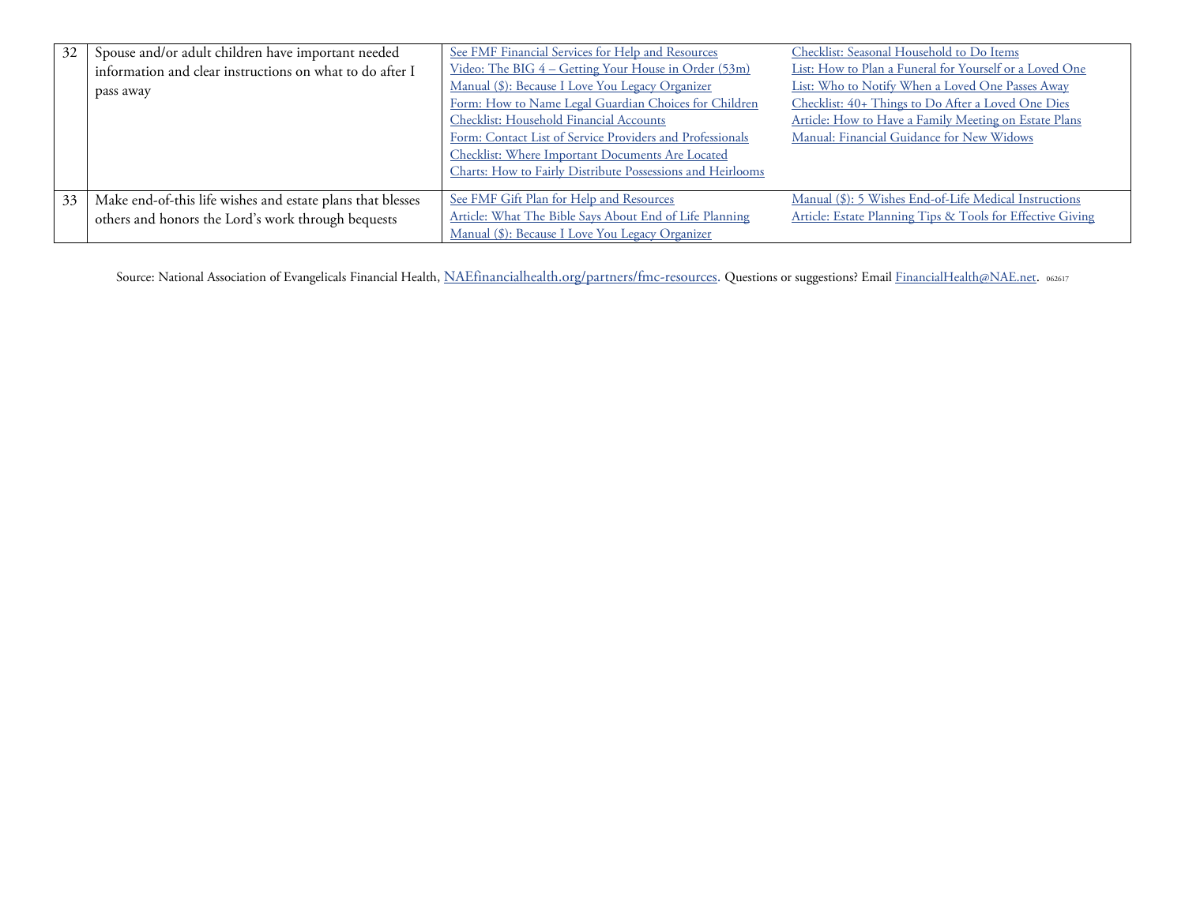| | | | |
|---|---|---|---|
| 32 | Spouse and/or adult children have important needed information and clear instructions on what to do after I pass away | See FMF Financial Services for Help and Resources<br>Video: The BIG 4 – Getting Your House in Order (53m)<br>Manual ($): Because I Love You Legacy Organizer<br>Form: How to Name Legal Guardian Choices for Children<br>Checklist: Household Financial Accounts<br>Form: Contact List of Service Providers and Professionals<br>Checklist: Where Important Documents Are Located<br>Charts: How to Fairly Distribute Possessions and Heirlooms | Checklist: Seasonal Household to Do Items<br>List: How to Plan a Funeral for Yourself or a Loved One<br>List: Who to Notify When a Loved One Passes Away<br>Checklist: 40+ Things to Do After a Loved One Dies<br>Article: How to Have a Family Meeting on Estate Plans<br>Manual: Financial Guidance for New Widows |
| 33 | Make end-of-this life wishes and estate plans that blesses others and honors the Lord's work through bequests | See FMF Gift Plan for Help and Resources<br>Article: What The Bible Says About End of Life Planning<br>Manual ($): Because I Love You Legacy Organizer | Manual ($): 5 Wishes End-of-Life Medical Instructions<br>Article: Estate Planning Tips & Tools for Effective Giving |

Source: National Association of Evangelicals Financial Health, NAEfinancialhealth.org/partners/fmc-resources. Questions or suggestions? Email FinancialHealth@NAE.net. 062617